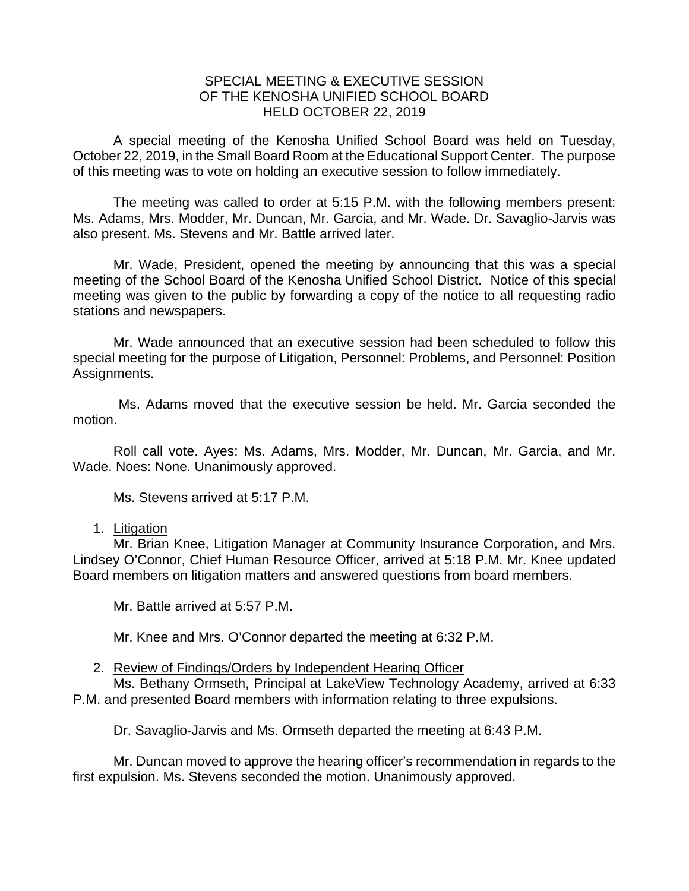# SPECIAL MEETING & EXECUTIVE SESSION OF THE KENOSHA UNIFIED SCHOOL BOARD HELD OCTOBER 22, 2019

A special meeting of the Kenosha Unified School Board was held on Tuesday, October 22, 2019, in the Small Board Room at the Educational Support Center. The purpose of this meeting was to vote on holding an executive session to follow immediately.

The meeting was called to order at 5:15 P.M. with the following members present: Ms. Adams, Mrs. Modder, Mr. Duncan, Mr. Garcia, and Mr. Wade. Dr. Savaglio-Jarvis was also present. Ms. Stevens and Mr. Battle arrived later.

Mr. Wade, President, opened the meeting by announcing that this was a special meeting of the School Board of the Kenosha Unified School District. Notice of this special meeting was given to the public by forwarding a copy of the notice to all requesting radio stations and newspapers.

Mr. Wade announced that an executive session had been scheduled to follow this special meeting for the purpose of Litigation, Personnel: Problems, and Personnel: Position Assignments.

Ms. Adams moved that the executive session be held. Mr. Garcia seconded the motion.

Roll call vote. Ayes: Ms. Adams, Mrs. Modder, Mr. Duncan, Mr. Garcia, and Mr. Wade. Noes: None. Unanimously approved.

Ms. Stevens arrived at 5:17 P.M.

1. <u>Litigation</u>

Mr. Brian Knee, Litigation Manager at Community Insurance Corporation, and Mrs. Lindsey O'Connor, Chief Human Resource Officer, arrived at 5:18 P.M. Mr. Knee updated Board members on litigation matters and answered questions from board members.

Mr. Battle arrived at 5:57 P.M.

Mr. Knee and Mrs. O'Connor departed the meeting at 6:32 P.M.

2. <u>Review of Findings/Orders by Independent Hearing Officer</u>

Ms. Bethany Ormseth, Principal at LakeView Technology Academy, arrived at 6:33 P.M. and presented Board members with information relating to three expulsions.

Dr. Savaglio-Jarvis and Ms. Ormseth departed the meeting at 6:43 P.M.

Mr. Duncan moved to approve the hearing officer's recommendation in regards to the first expulsion. Ms. Stevens seconded the motion. Unanimously approved.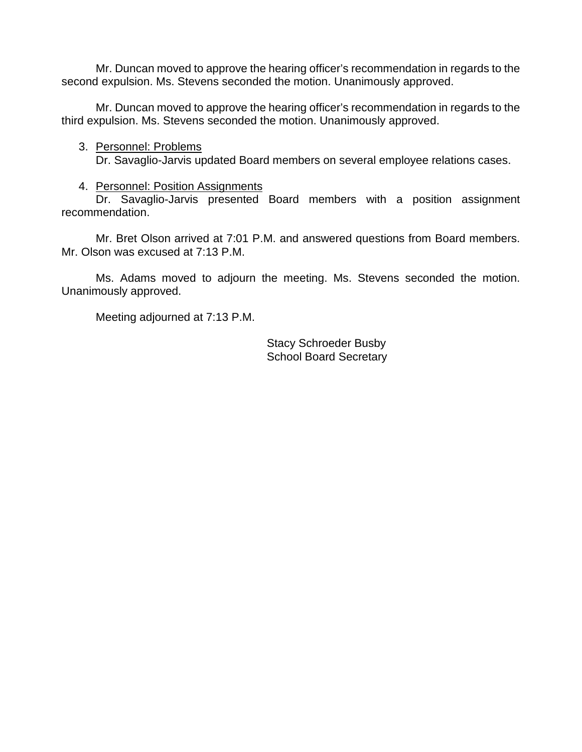Mr. Duncan moved to approve the hearing officer's recommendation in regards to the second expulsion. Ms. Stevens seconded the motion. Unanimously approved.

Mr. Duncan moved to approve the hearing officer's recommendation in regards to the third expulsion. Ms. Stevens seconded the motion. Unanimously approved.

3. Personnel: Problems
   Dr. Savaglio-Jarvis updated Board members on several employee relations cases.

4. Personnel: Position Assignments
   Dr. Savaglio-Jarvis presented Board members with a position assignment recommendation.

Mr. Bret Olson arrived at 7:01 P.M. and answered questions from Board members. Mr. Olson was excused at 7:13 P.M.

Ms. Adams moved to adjourn the meeting. Ms. Stevens seconded the motion. Unanimously approved.

Meeting adjourned at 7:13 P.M.

Stacy Schroeder Busby
School Board Secretary